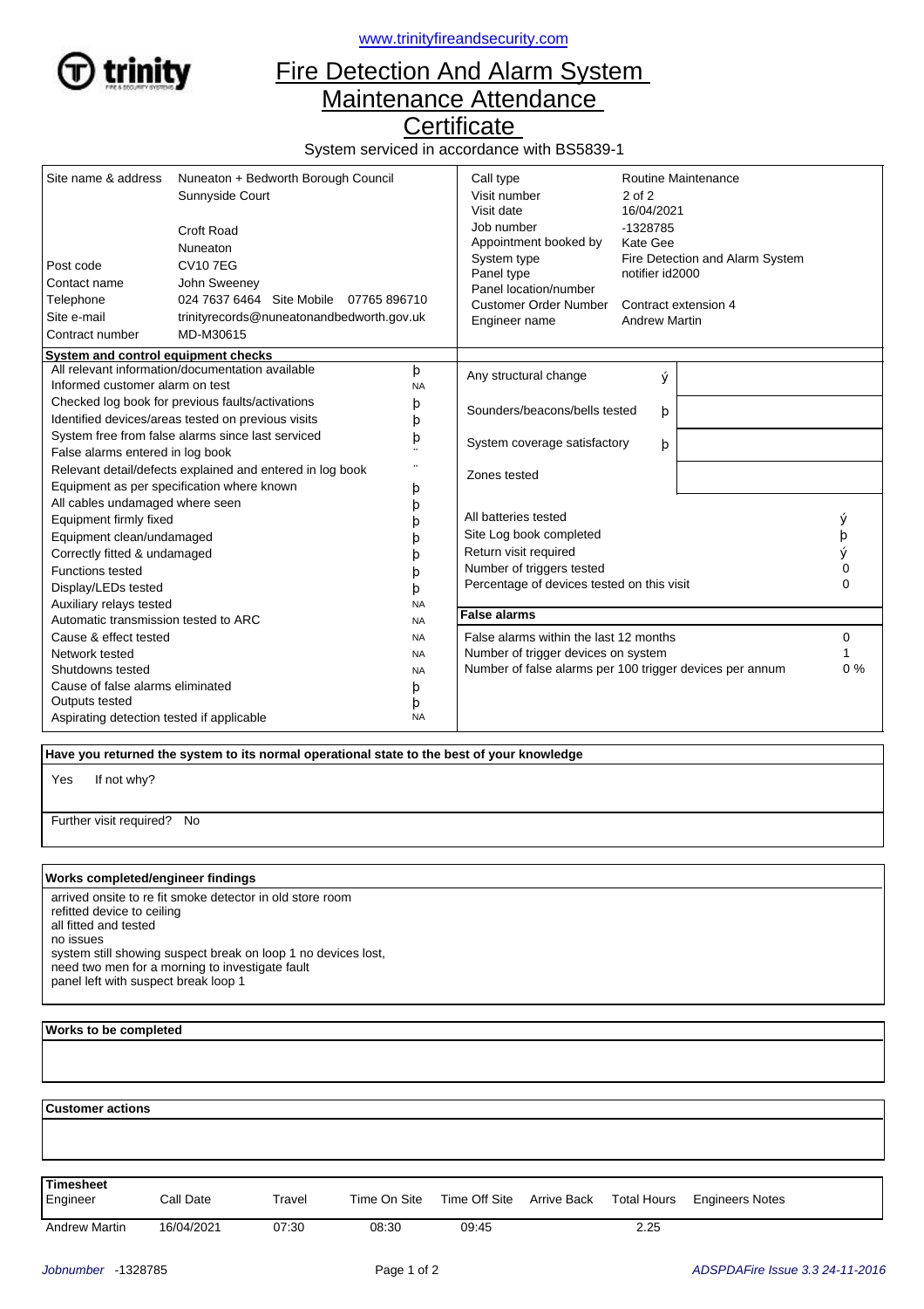www.trinityfireandsecurity.com

# Fire Detection And Alarm System Maintenance Attendance Certificate

System serviced in accordance with BS5839-1

| | | | |
|---|---|---|---|
| Site name & address | Nuneaton + Bedworth Borough Council<br>Sunnyside Court<br><br>Croft Road<br>Nuneaton | Call type | Routine Maintenance |
| | | Visit number | 2 of 2 |
| | | Visit date | 16/04/2021 |
| | | Job number | -1328785 |
| | | Appointment booked by | Kate Gee |
| Post code | CV10 7EG | System type | Fire Detection and Alarm System |
| Contact name | John Sweeney | Panel type | notifier id2000 |
| Telephone | 024 7637 6464 Site Mobile 07765 896710 | Panel location/number | |
| Site e-mail | trinityrecords@nuneatonandbedworth.gov.uk | Customer Order Number | Contract extension 4 |
| Contract number | MD-M30615 | Engineer name | Andrew Martin |

**System and control equipment checks**

| Check | |
|---|---|
| All relevant information/documentation available | þ |
| Informed customer alarm on test | NA |
| Checked log book for previous faults/activations | þ |
| Identified devices/areas tested on previous visits | þ |
| System free from false alarms since last serviced | þ |
| False alarms entered in log book | ¨ |
| Relevant detail/defects explained and entered in log book | ¨ |
| Equipment as per specification where known | þ |
| All cables undamaged where seen | þ |
| Equipment firmly fixed | þ |
| Equipment clean/undamaged | þ |
| Correctly fitted & undamaged | þ |
| Functions tested | þ |
| Display/LEDs tested | þ |
| Auxiliary relays tested | NA |
| Automatic transmission tested to ARC | NA |
| Cause & effect tested | NA |
| Network tested | NA |
| Shutdowns tested | NA |
| Cause of false alarms eliminated | þ |
| Outputs tested | þ |
| Aspirating detection tested if applicable | NA |

| Check | | |
|---|---|---|
| Any structural change | ý | |
| Sounders/beacons/bells tested | þ | |
| System coverage satisfactory | þ | |
| Zones tested | | |

| | |
|---|---|
| All batteries tested | ý |
| Site Log book completed | þ |
| Return visit required | ý |
| Number of triggers tested | 0 |
| Percentage of devices tested on this visit | 0 |

**False alarms**

| | |
|---|---|
| False alarms within the last 12 months | 0 |
| Number of trigger devices on system | 1 |
| Number of false alarms per 100 trigger devices per annum | 0 % |

**Have you returned the system to its normal operational state to the best of your knowledge**

Yes If not why?

Further visit required? No

**Works completed/engineer findings**

arrived onsite to re fit smoke detector in old store room
refitted device to ceiling
all fitted and tested
no issues
system still showing suspect break on loop 1 no devices lost,
need two men for a morning to investigate fault
panel left with suspect break loop 1

**Works to be completed**

**Customer actions**

**Timesheet**

| Engineer | Call Date | Travel | Time On Site | Time Off Site | Arrive Back | Total Hours | Engineers Notes |
|---|---|---|---|---|---|---|---|
| Andrew Martin | 16/04/2021 | 07:30 | 08:30 | 09:45 | | 2.25 | |

*Jobnumber* -1328785 *ADSPDAFire Issue 3.3 24-11-2016*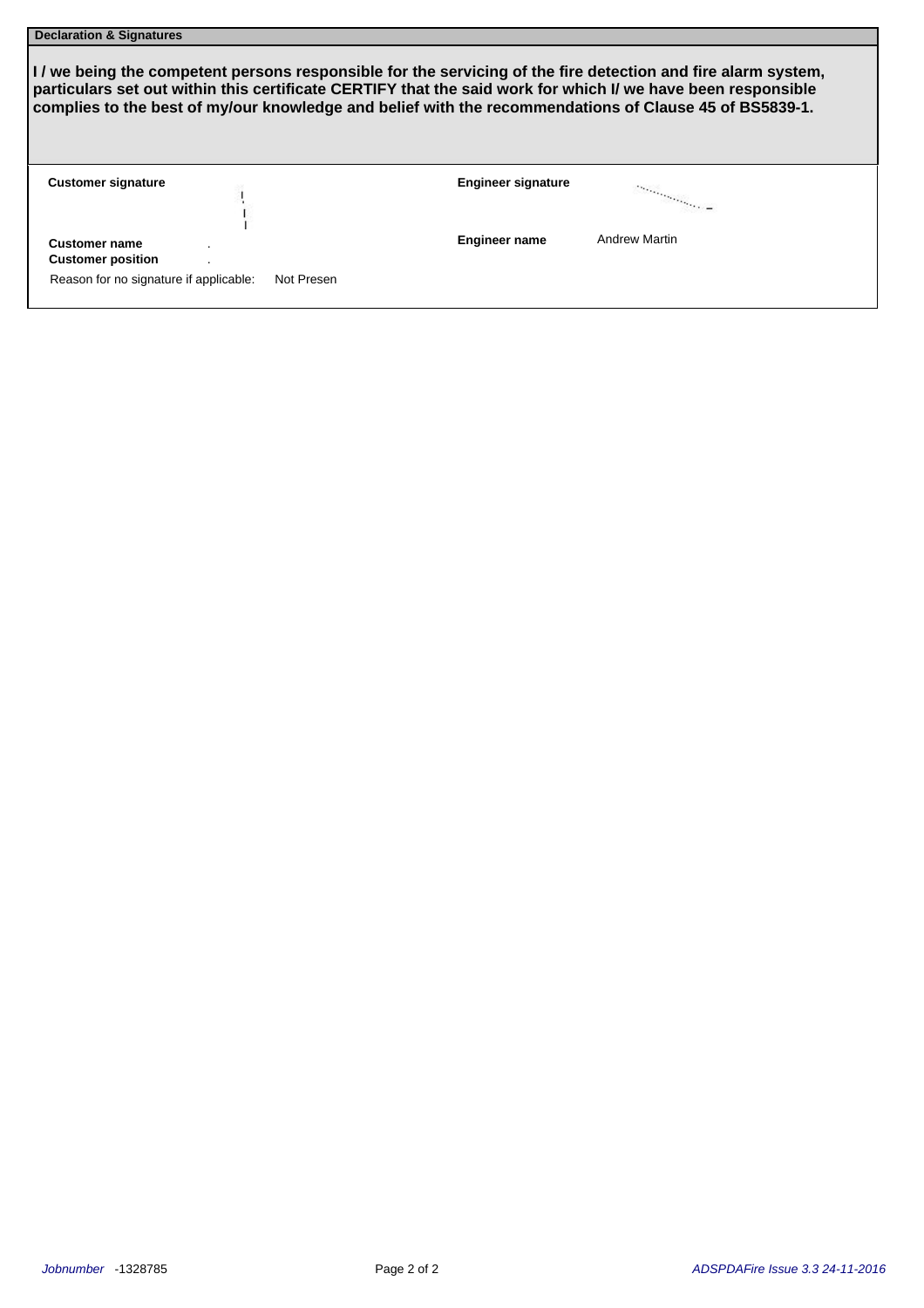## Declaration & Signatures

**I / we being the competent persons responsible for the servicing of the fire detection and fire alarm system, particulars set out within this certificate CERTIFY that the said work for which I/ we have been responsible complies to the best of my/our knowledge and belief with the recommendations of Clause 45 of BS5839-1.**

| | | | |
|---|---|---|---|
| **Customer signature** | | **Engineer signature** | |
| **Customer name** | . | **Engineer name** | Andrew Martin |
| **Customer position** | . | | |
| Reason for no signature if applicable: | Not Presen | | |

*Jobnumber* -1328785

*ADSPDAFire Issue 3.3 24-11-2016*